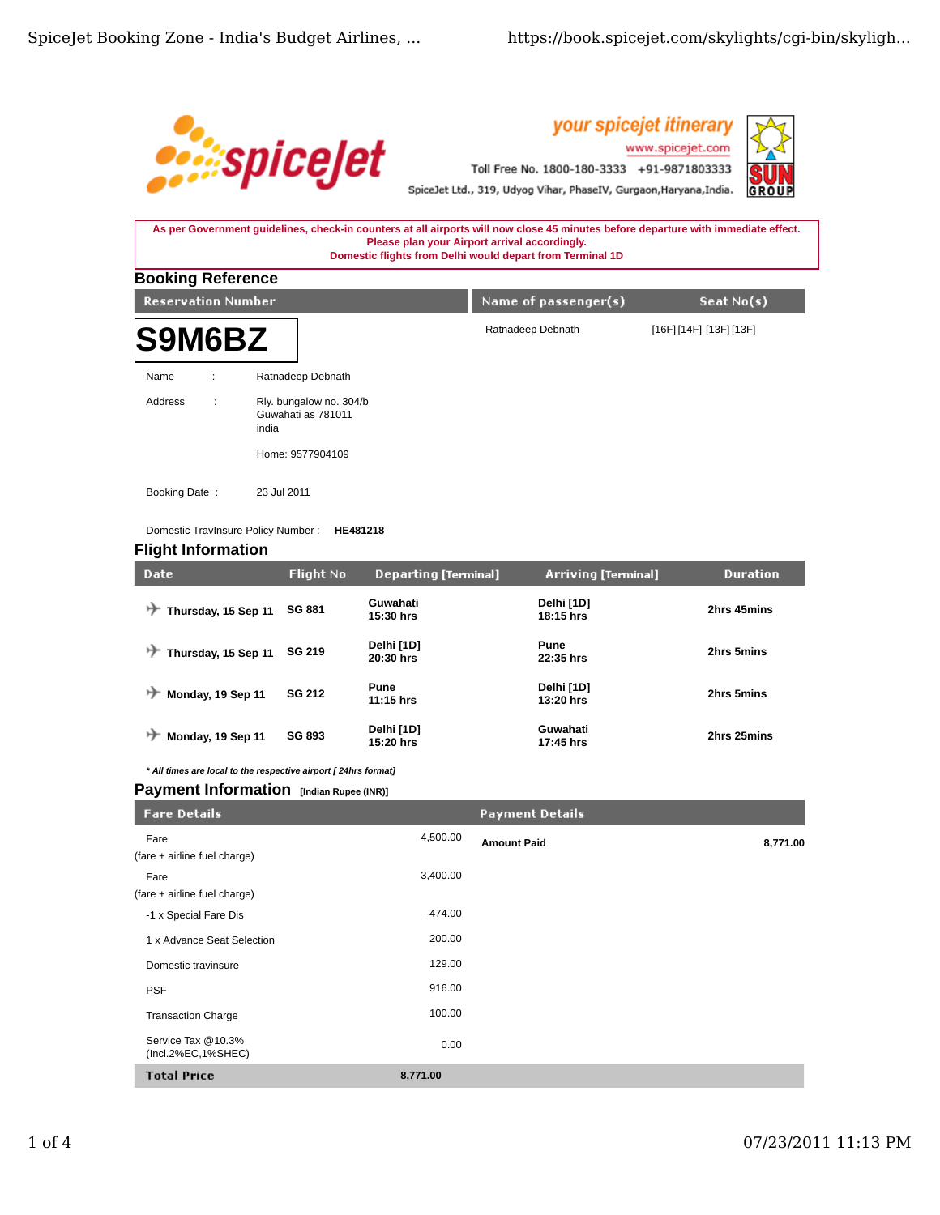**your spicejet itinerary**
www.spicejet.com
Toll Free No. 1800-180-3333 +91-9871803333
SpiceJet Ltd., 319, Udyog Vihar, PhaseIV, Gurgaon,Haryana,India.

**As per Government guidelines, check-in counters at all airports will now close 45 minutes before departure with immediate effect.**
**Please plan your Airport arrival accordingly.**
**Domestic flights from Delhi would depart from Terminal 1D**

## Booking Reference

| Reservation Number | Name of passenger(s) | Seat No(s) |
|---|---|---|
| **S9M6BZ** | Ratnadeep Debnath | [16F] [14F] [13F] [13F] |

Name : Ratnadeep Debnath

Address : Rly. bungalow no. 304/b
Guwahati as 781011
india

Home: 9577904109

Booking Date : 23 Jul 2011

Domestic TravInsure Policy Number : **HE481218**

## Flight Information

| Date | Flight No | Departing [Terminal] | Arriving [Terminal] | Duration |
|---|---|---|---|---|
| **Thursday, 15 Sep 11** | **SG 881** | **Guwahati 15:30 hrs** | **Delhi [1D] 18:15 hrs** | **2hrs 45mins** |
| **Thursday, 15 Sep 11** | **SG 219** | **Delhi [1D] 20:30 hrs** | **Pune 22:35 hrs** | **2hrs 5mins** |
| **Monday, 19 Sep 11** | **SG 212** | **Pune 11:15 hrs** | **Delhi [1D] 13:20 hrs** | **2hrs 5mins** |
| **Monday, 19 Sep 11** | **SG 893** | **Delhi [1D] 15:20 hrs** | **Guwahati 17:45 hrs** | **2hrs 25mins** |

***** All times are local to the respective airport [ 24hrs format]*

## Payment Information [Indian Rupee (INR)]

| Fare Details | | Payment Details | |
|---|---|---|---|
| Fare (fare + airline fuel charge) | 4,500.00 | **Amount Paid** | **8,771.00** |
| Fare (fare + airline fuel charge) | 3,400.00 | | |
| -1 x Special Fare Dis | -474.00 | | |
| 1 x Advance Seat Selection | 200.00 | | |
| Domestic travinsure | 129.00 | | |
| PSF | 916.00 | | |
| Transaction Charge | 100.00 | | |
| Service Tax @10.3% (Incl.2%EC,1%SHEC) | 0.00 | | |
| **Total Price** | **8,771.00** | | |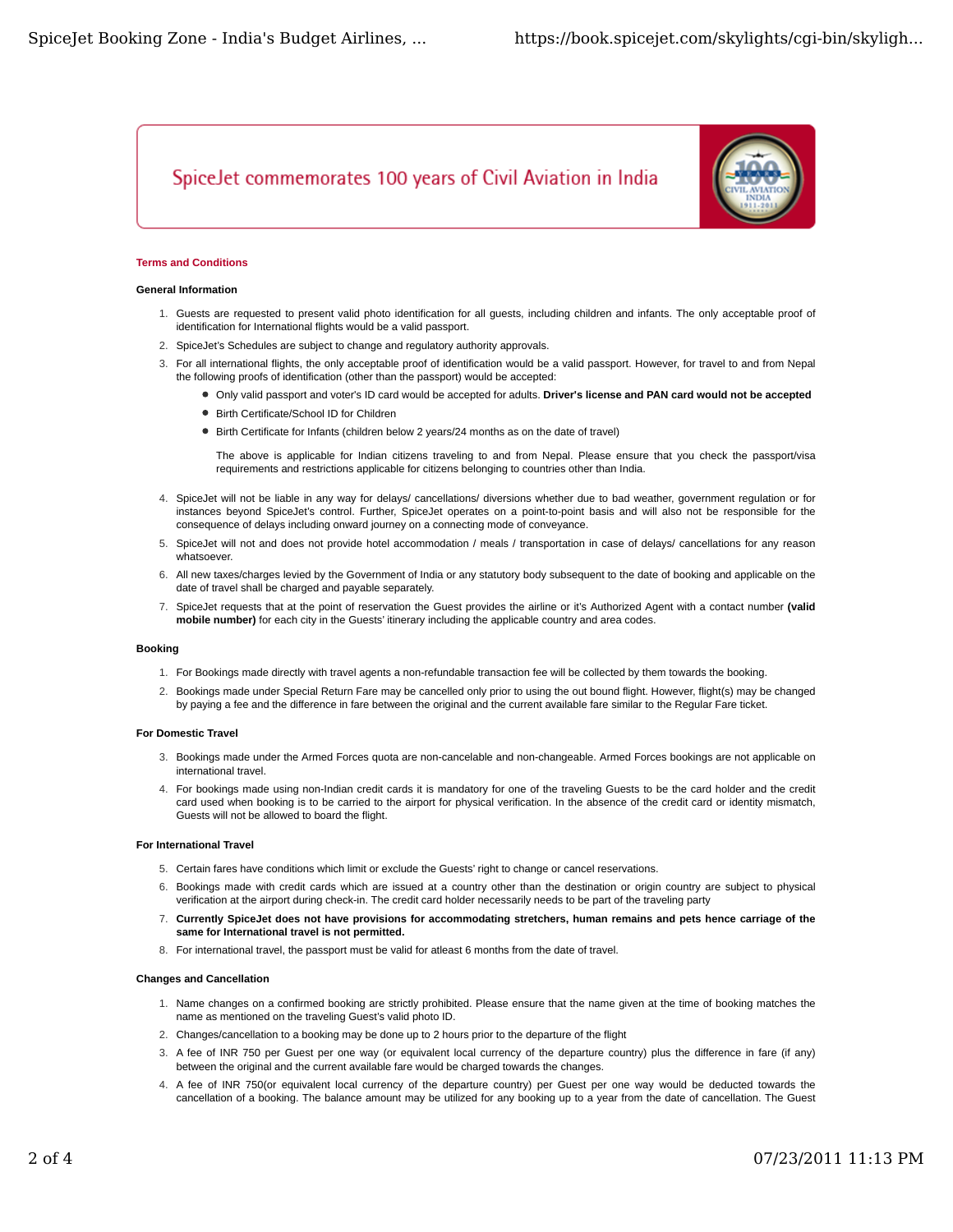SpiceJet commemorates 100 years of Civil Aviation in India

## Terms and Conditions

### General Information

1. Guests are requested to present valid photo identification for all guests, including children and infants. The only acceptable proof of identification for International flights would be a valid passport.
2. SpiceJet's Schedules are subject to change and regulatory authority approvals.
3. For all international flights, the only acceptable proof of identification would be a valid passport. However, for travel to and from Nepal the following proofs of identification (other than the passport) would be accepted:
   - Only valid passport and voter's ID card would be accepted for adults. **Driver's license and PAN card would not be accepted**
   - Birth Certificate/School ID for Children
   - Birth Certificate for Infants (children below 2 years/24 months as on the date of travel)

   The above is applicable for Indian citizens traveling to and from Nepal. Please ensure that you check the passport/visa requirements and restrictions applicable for citizens belonging to countries other than India.
4. SpiceJet will not be liable in any way for delays/ cancellations/ diversions whether due to bad weather, government regulation or for instances beyond SpiceJet's control. Further, SpiceJet operates on a point-to-point basis and will also not be responsible for the consequence of delays including onward journey on a connecting mode of conveyance.
5. SpiceJet will not and does not provide hotel accommodation / meals / transportation in case of delays/ cancellations for any reason whatsoever.
6. All new taxes/charges levied by the Government of India or any statutory body subsequent to the date of booking and applicable on the date of travel shall be charged and payable separately.
7. SpiceJet requests that at the point of reservation the Guest provides the airline or it's Authorized Agent with a contact number **(valid mobile number)** for each city in the Guests' itinerary including the applicable country and area codes.

### Booking

1. For Bookings made directly with travel agents a non-refundable transaction fee will be collected by them towards the booking.
2. Bookings made under Special Return Fare may be cancelled only prior to using the out bound flight. However, flight(s) may be changed by paying a fee and the difference in fare between the original and the current available fare similar to the Regular Fare ticket.

### For Domestic Travel

3. Bookings made under the Armed Forces quota are non-cancelable and non-changeable. Armed Forces bookings are not applicable on international travel.
4. For bookings made using non-Indian credit cards it is mandatory for one of the traveling Guests to be the card holder and the credit card used when booking is to be carried to the airport for physical verification. In the absence of the credit card or identity mismatch, Guests will not be allowed to board the flight.

### For International Travel

5. Certain fares have conditions which limit or exclude the Guests' right to change or cancel reservations.
6. Bookings made with credit cards which are issued at a country other than the destination or origin country are subject to physical verification at the airport during check-in. The credit card holder necessarily needs to be part of the traveling party
7. **Currently SpiceJet does not have provisions for accommodating stretchers, human remains and pets hence carriage of the same for International travel is not permitted.**
8. For international travel, the passport must be valid for atleast 6 months from the date of travel.

### Changes and Cancellation

1. Name changes on a confirmed booking are strictly prohibited. Please ensure that the name given at the time of booking matches the name as mentioned on the traveling Guest's valid photo ID.
2. Changes/cancellation to a booking may be done up to 2 hours prior to the departure of the flight
3. A fee of INR 750 per Guest per one way (or equivalent local currency of the departure country) plus the difference in fare (if any) between the original and the current available fare would be charged towards the changes.
4. A fee of INR 750(or equivalent local currency of the departure country) per Guest per one way would be deducted towards the cancellation of a booking. The balance amount may be utilized for any booking up to a year from the date of cancellation. The Guest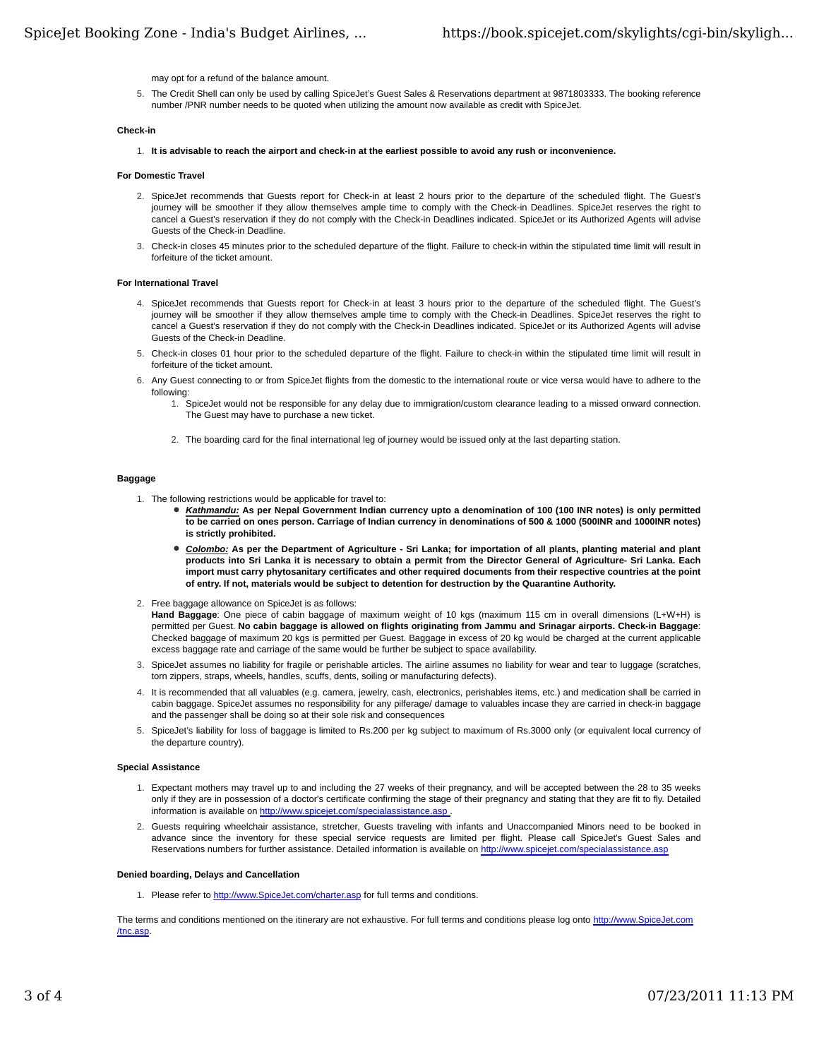may opt for a refund of the balance amount.

5. The Credit Shell can only be used by calling SpiceJet's Guest Sales & Reservations department at 9871803333. The booking reference number /PNR number needs to be quoted when utilizing the amount now available as credit with SpiceJet.

**Check-in**

1. **It is advisable to reach the airport and check-in at the earliest possible to avoid any rush or inconvenience.**

**For Domestic Travel**

2. SpiceJet recommends that Guests report for Check-in at least 2 hours prior to the departure of the scheduled flight. The Guest's journey will be smoother if they allow themselves ample time to comply with the Check-in Deadlines. SpiceJet reserves the right to cancel a Guest's reservation if they do not comply with the Check-in Deadlines indicated. SpiceJet or its Authorized Agents will advise Guests of the Check-in Deadline.
3. Check-in closes 45 minutes prior to the scheduled departure of the flight. Failure to check-in within the stipulated time limit will result in forfeiture of the ticket amount.

**For International Travel**

4. SpiceJet recommends that Guests report for Check-in at least 3 hours prior to the departure of the scheduled flight. The Guest's journey will be smoother if they allow themselves ample time to comply with the Check-in Deadlines. SpiceJet reserves the right to cancel a Guest's reservation if they do not comply with the Check-in Deadlines indicated. SpiceJet or its Authorized Agents will advise Guests of the Check-in Deadline.
5. Check-in closes 01 hour prior to the scheduled departure of the flight. Failure to check-in within the stipulated time limit will result in forfeiture of the ticket amount.
6. Any Guest connecting to or from SpiceJet flights from the domestic to the international route or vice versa would have to adhere to the following:
   1. SpiceJet would not be responsible for any delay due to immigration/custom clearance leading to a missed onward connection. The Guest may have to purchase a new ticket.
   2. The boarding card for the final international leg of journey would be issued only at the last departing station.

**Baggage**

1. The following restrictions would be applicable for travel to:
   - ***Kathmandu:*** **As per Nepal Government Indian currency upto a denomination of 100 (100 INR notes) is only permitted to be carried on ones person. Carriage of Indian currency in denominations of 500 & 1000 (500INR and 1000INR notes) is strictly prohibited.**
   - ***Colombo:*** **As per the Department of Agriculture - Sri Lanka; for importation of all plants, planting material and plant products into Sri Lanka it is necessary to obtain a permit from the Director General of Agriculture- Sri Lanka. Each import must carry phytosanitary certificates and other required documents from their respective countries at the point of entry. If not, materials would be subject to detention for destruction by the Quarantine Authority.**
2. Free baggage allowance on SpiceJet is as follows:
   **Hand Baggage**: One piece of cabin baggage of maximum weight of 10 kgs (maximum 115 cm in overall dimensions (L+W+H) is permitted per Guest. **No cabin baggage is allowed on flights originating from Jammu and Srinagar airports. Check-in Baggage**: Checked baggage of maximum 20 kgs is permitted per Guest. Baggage in excess of 20 kg would be charged at the current applicable excess baggage rate and carriage of the same would be further be subject to space availability.
3. SpiceJet assumes no liability for fragile or perishable articles. The airline assumes no liability for wear and tear to luggage (scratches, torn zippers, straps, wheels, handles, scuffs, dents, soiling or manufacturing defects).
4. It is recommended that all valuables (e.g. camera, jewelry, cash, electronics, perishables items, etc.) and medication shall be carried in cabin baggage. SpiceJet assumes no responsibility for any pilferage/ damage to valuables incase they are carried in check-in baggage and the passenger shall be doing so at their sole risk and consequences
5. SpiceJet's liability for loss of baggage is limited to Rs.200 per kg subject to maximum of Rs.3000 only (or equivalent local currency of the departure country).

**Special Assistance**

1. Expectant mothers may travel up to and including the 27 weeks of their pregnancy, and will be accepted between the 28 to 35 weeks only if they are in possession of a doctor's certificate confirming the stage of their pregnancy and stating that they are fit to fly. Detailed information is available on http://www.spicejet.com/specialassistance.asp .
2. Guests requiring wheelchair assistance, stretcher, Guests traveling with infants and Unaccompanied Minors need to be booked in advance since the inventory for these special service requests are limited per flight. Please call SpiceJet's Guest Sales and Reservations numbers for further assistance. Detailed information is available on http://www.spicejet.com/specialassistance.asp

**Denied boarding, Delays and Cancellation**

1. Please refer to http://www.SpiceJet.com/charter.asp for full terms and conditions.

The terms and conditions mentioned on the itinerary are not exhaustive. For full terms and conditions please log onto http://www.SpiceJet.com/tnc.asp.